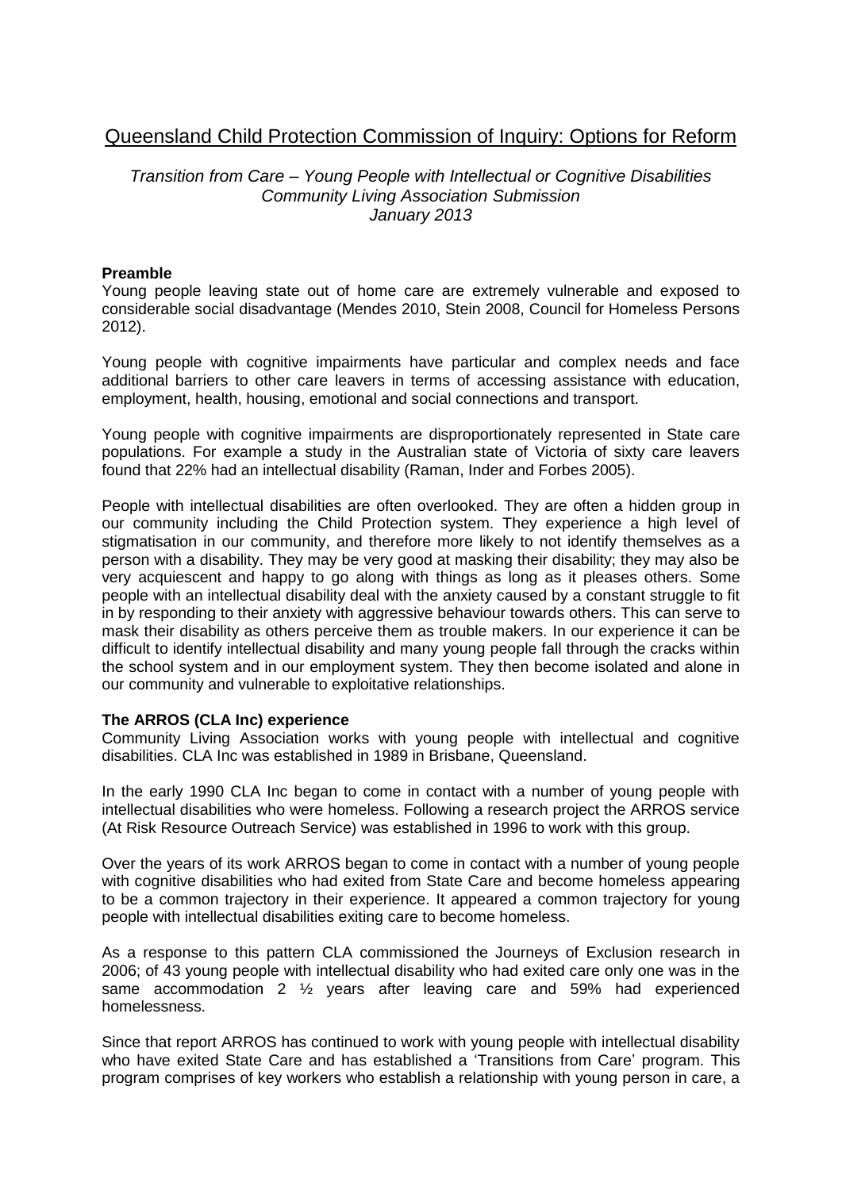# Queensland Child Protection Commission of Inquiry: Options for Reform

*Transition from Care – Young People with Intellectual or Cognitive Disabilities*
*Community Living Association Submission*
*January 2013*

**Preamble**

Young people leaving state out of home care are extremely vulnerable and exposed to considerable social disadvantage (Mendes 2010, Stein 2008, Council for Homeless Persons 2012).

Young people with cognitive impairments have particular and complex needs and face additional barriers to other care leavers in terms of accessing assistance with education, employment, health, housing, emotional and social connections and transport.

Young people with cognitive impairments are disproportionately represented in State care populations. For example a study in the Australian state of Victoria of sixty care leavers found that 22% had an intellectual disability (Raman, Inder and Forbes 2005).

People with intellectual disabilities are often overlooked. They are often a hidden group in our community including the Child Protection system. They experience a high level of stigmatisation in our community, and therefore more likely to not identify themselves as a person with a disability. They may be very good at masking their disability; they may also be very acquiescent and happy to go along with things as long as it pleases others. Some people with an intellectual disability deal with the anxiety caused by a constant struggle to fit in by responding to their anxiety with aggressive behaviour towards others. This can serve to mask their disability as others perceive them as trouble makers. In our experience it can be difficult to identify intellectual disability and many young people fall through the cracks within the school system and in our employment system. They then become isolated and alone in our community and vulnerable to exploitative relationships.

**The ARROS (CLA Inc) experience**

Community Living Association works with young people with intellectual and cognitive disabilities. CLA Inc was established in 1989 in Brisbane, Queensland.

In the early 1990 CLA Inc began to come in contact with a number of young people with intellectual disabilities who were homeless. Following a research project the ARROS service (At Risk Resource Outreach Service) was established in 1996 to work with this group.

Over the years of its work ARROS began to come in contact with a number of young people with cognitive disabilities who had exited from State Care and become homeless appearing to be a common trajectory in their experience. It appeared a common trajectory for young people with intellectual disabilities exiting care to become homeless.

As a response to this pattern CLA commissioned the Journeys of Exclusion research in 2006; of 43 young people with intellectual disability who had exited care only one was in the same accommodation 2 ½ years after leaving care and 59% had experienced homelessness.

Since that report ARROS has continued to work with young people with intellectual disability who have exited State Care and has established a 'Transitions from Care' program. This program comprises of key workers who establish a relationship with young person in care, a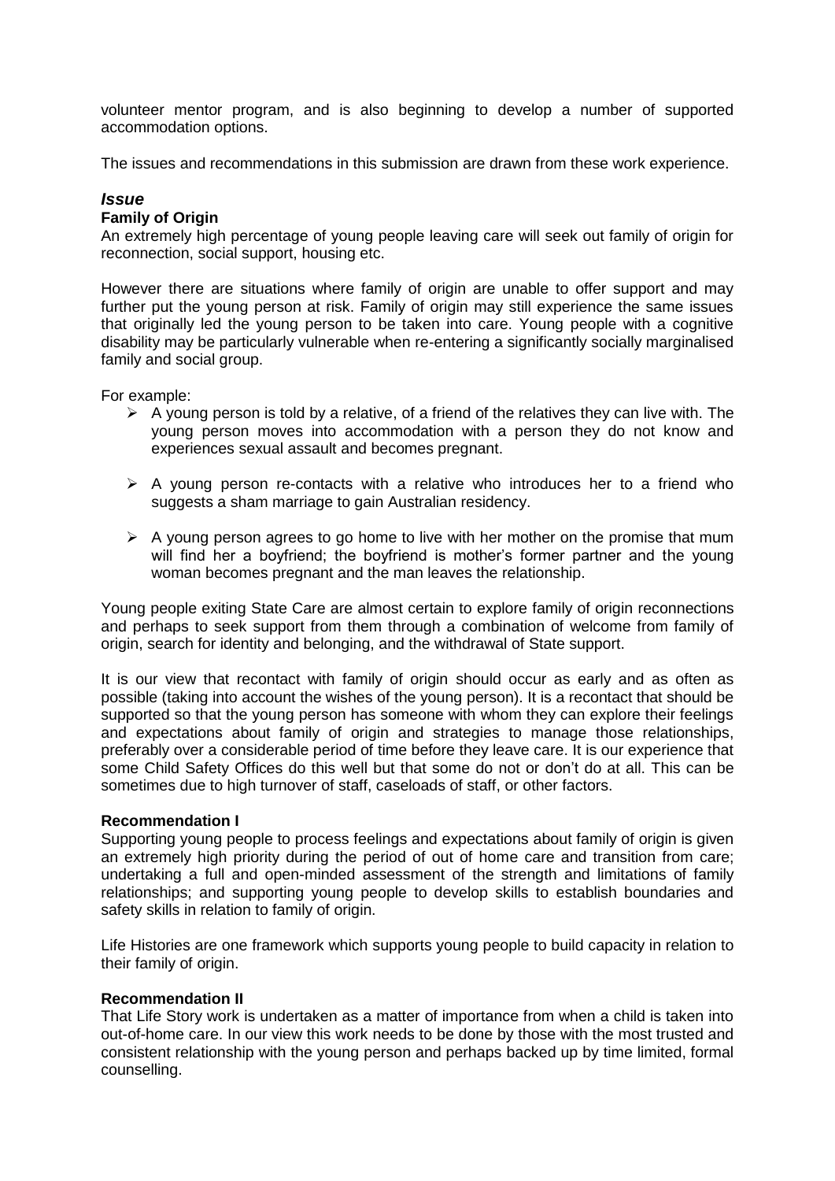volunteer mentor program, and is also beginning to develop a number of supported accommodation options.

The issues and recommendations in this submission are drawn from these work experience.

## *Issue*

### Family of Origin

An extremely high percentage of young people leaving care will seek out family of origin for reconnection, social support, housing etc.

However there are situations where family of origin are unable to offer support and may further put the young person at risk. Family of origin may still experience the same issues that originally led the young person to be taken into care. Young people with a cognitive disability may be particularly vulnerable when re-entering a significantly socially marginalised family and social group.

For example:

- A young person is told by a relative, of a friend of the relatives they can live with. The young person moves into accommodation with a person they do not know and experiences sexual assault and becomes pregnant.
- A young person re-contacts with a relative who introduces her to a friend who suggests a sham marriage to gain Australian residency.
- A young person agrees to go home to live with her mother on the promise that mum will find her a boyfriend; the boyfriend is mother's former partner and the young woman becomes pregnant and the man leaves the relationship.

Young people exiting State Care are almost certain to explore family of origin reconnections and perhaps to seek support from them through a combination of welcome from family of origin, search for identity and belonging, and the withdrawal of State support.

It is our view that recontact with family of origin should occur as early and as often as possible (taking into account the wishes of the young person). It is a recontact that should be supported so that the young person has someone with whom they can explore their feelings and expectations about family of origin and strategies to manage those relationships, preferably over a considerable period of time before they leave care. It is our experience that some Child Safety Offices do this well but that some do not or don't do at all. This can be sometimes due to high turnover of staff, caseloads of staff, or other factors.

### Recommendation I

Supporting young people to process feelings and expectations about family of origin is given an extremely high priority during the period of out of home care and transition from care; undertaking a full and open-minded assessment of the strength and limitations of family relationships; and supporting young people to develop skills to establish boundaries and safety skills in relation to family of origin.

Life Histories are one framework which supports young people to build capacity in relation to their family of origin.

### Recommendation II

That Life Story work is undertaken as a matter of importance from when a child is taken into out-of-home care. In our view this work needs to be done by those with the most trusted and consistent relationship with the young person and perhaps backed up by time limited, formal counselling.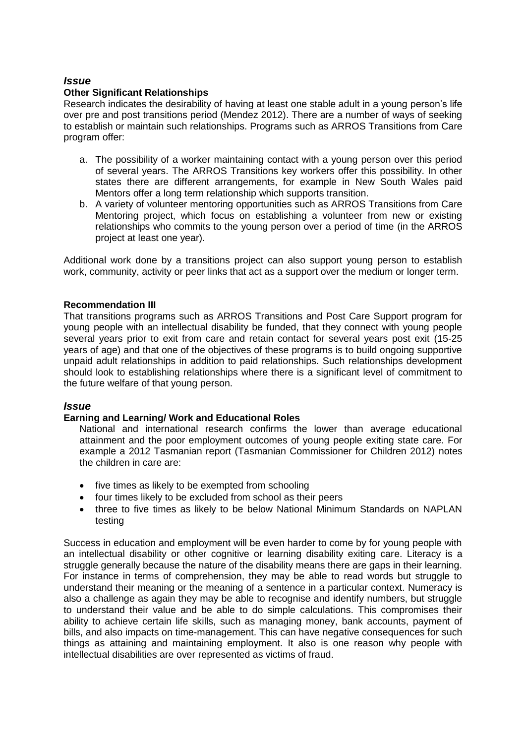### *Issue*

**Other Significant Relationships**

Research indicates the desirability of having at least one stable adult in a young person's life over pre and post transitions period (Mendez 2012). There are a number of ways of seeking to establish or maintain such relationships. Programs such as ARROS Transitions from Care program offer:

a. The possibility of a worker maintaining contact with a young person over this period of several years. The ARROS Transitions key workers offer this possibility. In other states there are different arrangements, for example in New South Wales paid Mentors offer a long term relationship which supports transition.
b. A variety of volunteer mentoring opportunities such as ARROS Transitions from Care Mentoring project, which focus on establishing a volunteer from new or existing relationships who commits to the young person over a period of time (in the ARROS project at least one year).

Additional work done by a transitions project can also support young person to establish work, community, activity or peer links that act as a support over the medium or longer term.

**Recommendation III**

That transitions programs such as ARROS Transitions and Post Care Support program for young people with an intellectual disability be funded, that they connect with young people several years prior to exit from care and retain contact for several years post exit (15-25 years of age) and that one of the objectives of these programs is to build ongoing supportive unpaid adult relationships in addition to paid relationships. Such relationships development should look to establishing relationships where there is a significant level of commitment to the future welfare of that young person.

### *Issue*

**Earning and Learning/ Work and Educational Roles**

National and international research confirms the lower than average educational attainment and the poor employment outcomes of young people exiting state care. For example a 2012 Tasmanian report (Tasmanian Commissioner for Children 2012) notes the children in care are:

- five times as likely to be exempted from schooling
- four times likely to be excluded from school as their peers
- three to five times as likely to be below National Minimum Standards on NAPLAN testing

Success in education and employment will be even harder to come by for young people with an intellectual disability or other cognitive or learning disability exiting care. Literacy is a struggle generally because the nature of the disability means there are gaps in their learning. For instance in terms of comprehension, they may be able to read words but struggle to understand their meaning or the meaning of a sentence in a particular context. Numeracy is also a challenge as again they may be able to recognise and identify numbers, but struggle to understand their value and be able to do simple calculations. This compromises their ability to achieve certain life skills, such as managing money, bank accounts, payment of bills, and also impacts on time-management. This can have negative consequences for such things as attaining and maintaining employment. It also is one reason why people with intellectual disabilities are over represented as victims of fraud.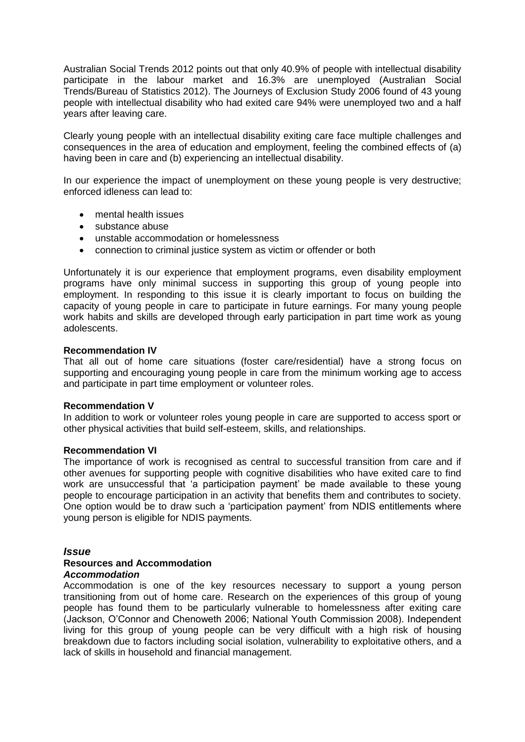Australian Social Trends 2012 points out that only 40.9% of people with intellectual disability participate in the labour market and 16.3% are unemployed (Australian Social Trends/Bureau of Statistics 2012). The Journeys of Exclusion Study 2006 found of 43 young people with intellectual disability who had exited care 94% were unemployed two and a half years after leaving care.

Clearly young people with an intellectual disability exiting care face multiple challenges and consequences in the area of education and employment, feeling the combined effects of (a) having been in care and (b) experiencing an intellectual disability.

In our experience the impact of unemployment on these young people is very destructive; enforced idleness can lead to:

- mental health issues
- substance abuse
- unstable accommodation or homelessness
- connection to criminal justice system as victim or offender or both

Unfortunately it is our experience that employment programs, even disability employment programs have only minimal success in supporting this group of young people into employment. In responding to this issue it is clearly important to focus on building the capacity of young people in care to participate in future earnings. For many young people work habits and skills are developed through early participation in part time work as young adolescents.

**Recommendation IV**
That all out of home care situations (foster care/residential) have a strong focus on supporting and encouraging young people in care from the minimum working age to access and participate in part time employment or volunteer roles.

**Recommendation V**
In addition to work or volunteer roles young people in care are supported to access sport or other physical activities that build self-esteem, skills, and relationships.

**Recommendation VI**
The importance of work is recognised as central to successful transition from care and if other avenues for supporting people with cognitive disabilities who have exited care to find work are unsuccessful that 'a participation payment' be made available to these young people to encourage participation in an activity that benefits them and contributes to society. One option would be to draw such a 'participation payment' from NDIS entitlements where young person is eligible for NDIS payments.

***Issue***

**Resources and Accommodation**

***Accommodation***

Accommodation is one of the key resources necessary to support a young person transitioning from out of home care. Research on the experiences of this group of young people has found them to be particularly vulnerable to homelessness after exiting care (Jackson, O'Connor and Chenoweth 2006; National Youth Commission 2008). Independent living for this group of young people can be very difficult with a high risk of housing breakdown due to factors including social isolation, vulnerability to exploitative others, and a lack of skills in household and financial management.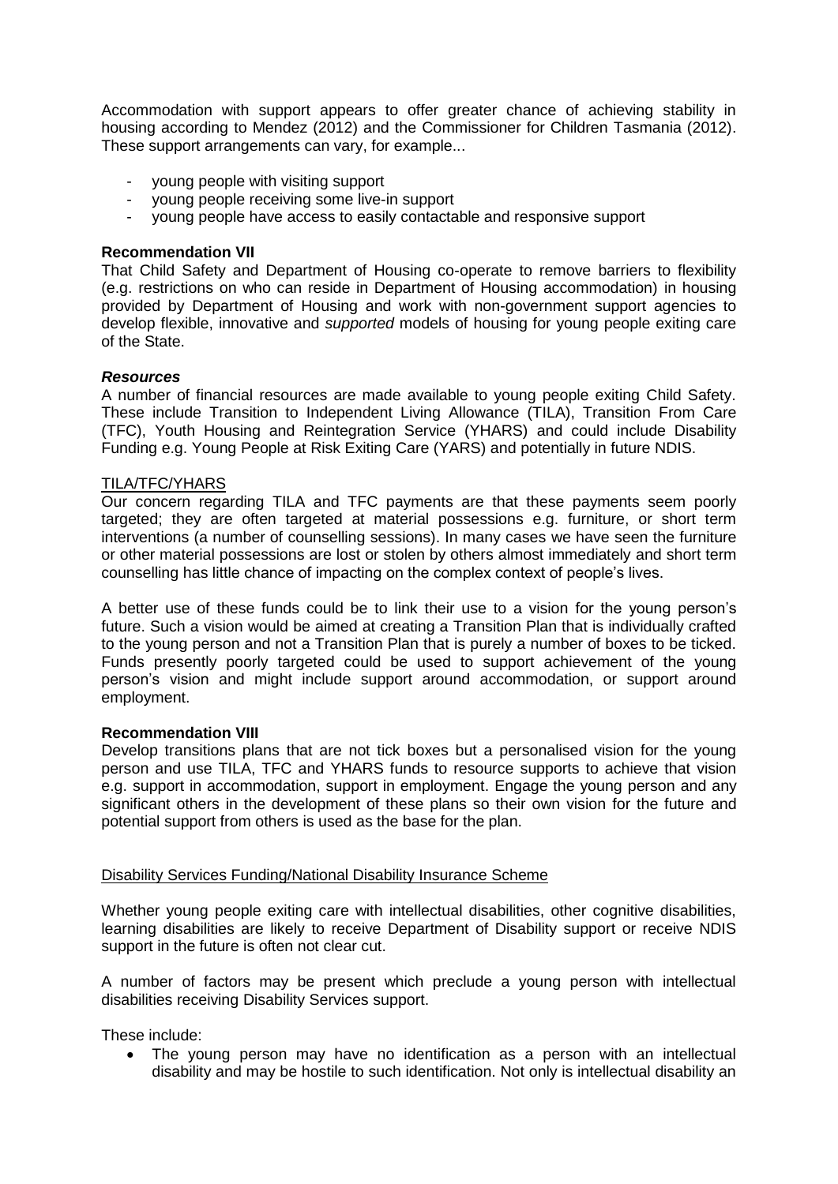Accommodation with support appears to offer greater chance of achieving stability in housing according to Mendez (2012) and the Commissioner for Children Tasmania (2012). These support arrangements can vary, for example...

- young people with visiting support
- young people receiving some live-in support
- young people have access to easily contactable and responsive support

**Recommendation VII**

That Child Safety and Department of Housing co-operate to remove barriers to flexibility (e.g. restrictions on who can reside in Department of Housing accommodation) in housing provided by Department of Housing and work with non-government support agencies to develop flexible, innovative and *supported* models of housing for young people exiting care of the State.

***Resources***

A number of financial resources are made available to young people exiting Child Safety. These include Transition to Independent Living Allowance (TILA), Transition From Care (TFC), Youth Housing and Reintegration Service (YHARS) and could include Disability Funding e.g. Young People at Risk Exiting Care (YARS) and potentially in future NDIS.

<u>TILA/TFC/YHARS</u>

Our concern regarding TILA and TFC payments are that these payments seem poorly targeted; they are often targeted at material possessions e.g. furniture, or short term interventions (a number of counselling sessions). In many cases we have seen the furniture or other material possessions are lost or stolen by others almost immediately and short term counselling has little chance of impacting on the complex context of people's lives.

A better use of these funds could be to link their use to a vision for the young person's future. Such a vision would be aimed at creating a Transition Plan that is individually crafted to the young person and not a Transition Plan that is purely a number of boxes to be ticked. Funds presently poorly targeted could be used to support achievement of the young person's vision and might include support around accommodation, or support around employment.

**Recommendation VIII**

Develop transitions plans that are not tick boxes but a personalised vision for the young person and use TILA, TFC and YHARS funds to resource supports to achieve that vision e.g. support in accommodation, support in employment. Engage the young person and any significant others in the development of these plans so their own vision for the future and potential support from others is used as the base for the plan.

<u>Disability Services Funding/National Disability Insurance Scheme</u>

Whether young people exiting care with intellectual disabilities, other cognitive disabilities, learning disabilities are likely to receive Department of Disability support or receive NDIS support in the future is often not clear cut.

A number of factors may be present which preclude a young person with intellectual disabilities receiving Disability Services support.

These include:

- The young person may have no identification as a person with an intellectual disability and may be hostile to such identification. Not only is intellectual disability an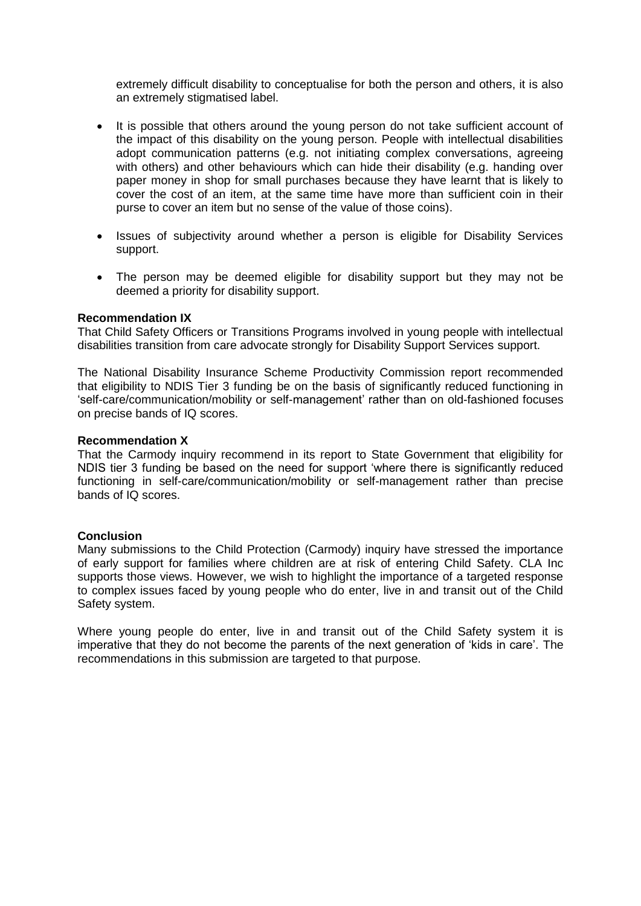extremely difficult disability to conceptualise for both the person and others, it is also an extremely stigmatised label.

- It is possible that others around the young person do not take sufficient account of the impact of this disability on the young person. People with intellectual disabilities adopt communication patterns (e.g. not initiating complex conversations, agreeing with others) and other behaviours which can hide their disability (e.g. handing over paper money in shop for small purchases because they have learnt that is likely to cover the cost of an item, at the same time have more than sufficient coin in their purse to cover an item but no sense of the value of those coins).
- Issues of subjectivity around whether a person is eligible for Disability Services support.
- The person may be deemed eligible for disability support but they may not be deemed a priority for disability support.

**Recommendation IX**

That Child Safety Officers or Transitions Programs involved in young people with intellectual disabilities transition from care advocate strongly for Disability Support Services support.

The National Disability Insurance Scheme Productivity Commission report recommended that eligibility to NDIS Tier 3 funding be on the basis of significantly reduced functioning in 'self-care/communication/mobility or self-management' rather than on old-fashioned focuses on precise bands of IQ scores.

**Recommendation X**

That the Carmody inquiry recommend in its report to State Government that eligibility for NDIS tier 3 funding be based on the need for support 'where there is significantly reduced functioning in self-care/communication/mobility or self-management rather than precise bands of IQ scores.

**Conclusion**

Many submissions to the Child Protection (Carmody) inquiry have stressed the importance of early support for families where children are at risk of entering Child Safety. CLA Inc supports those views. However, we wish to highlight the importance of a targeted response to complex issues faced by young people who do enter, live in and transit out of the Child Safety system.

Where young people do enter, live in and transit out of the Child Safety system it is imperative that they do not become the parents of the next generation of 'kids in care'. The recommendations in this submission are targeted to that purpose.